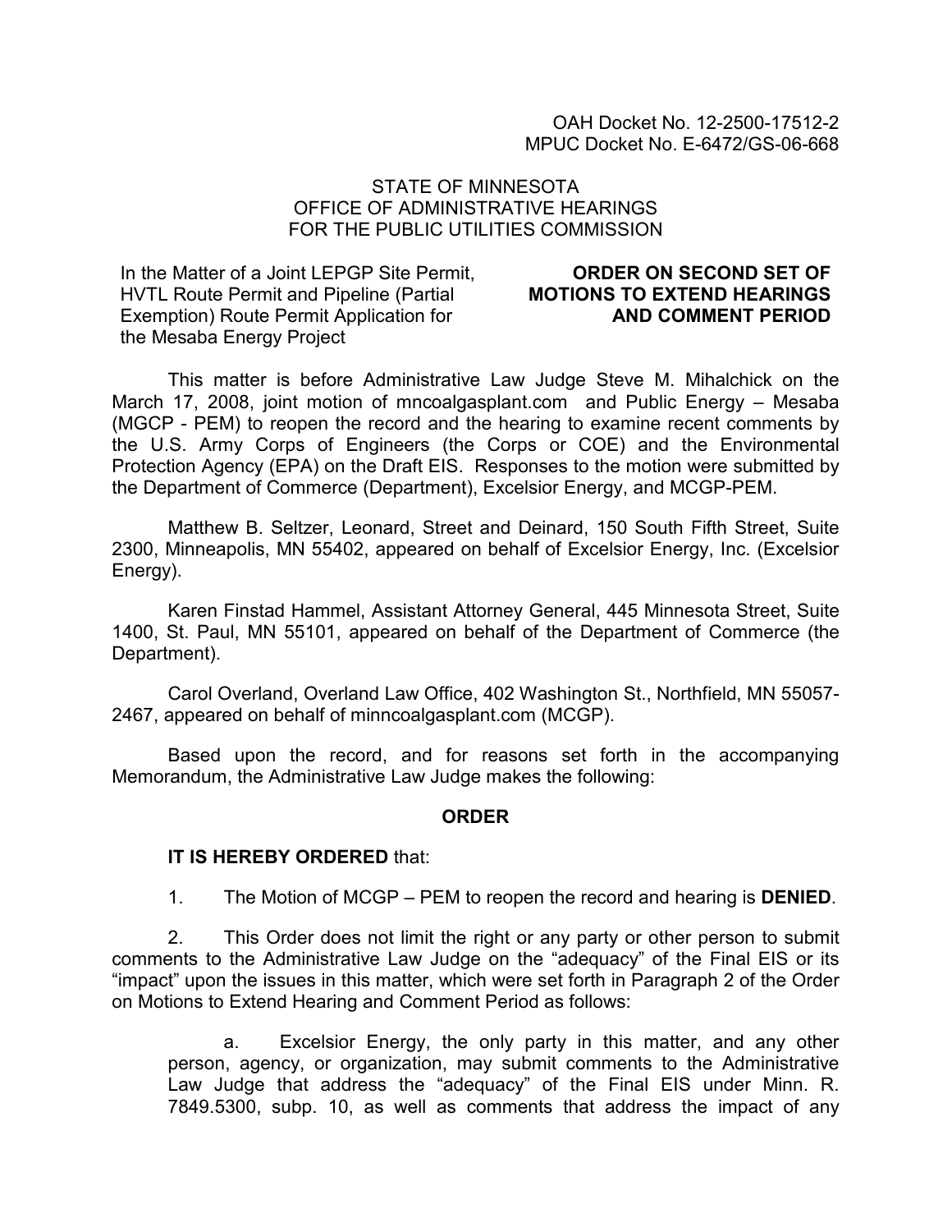OAH Docket No. 12-2500-17512-2
MPUC Docket No. E-6472/GS-06-668

STATE OF MINNESOTA
OFFICE OF ADMINISTRATIVE HEARINGS
FOR THE PUBLIC UTILITIES COMMISSION

In the Matter of a Joint LEPGP Site Permit, HVTL Route Permit and Pipeline (Partial Exemption) Route Permit Application for the Mesaba Energy Project

**ORDER ON SECOND SET OF MOTIONS TO EXTEND HEARINGS AND COMMENT PERIOD**

This matter is before Administrative Law Judge Steve M. Mihalchick on the March 17, 2008, joint motion of mncoalgasplant.com and Public Energy – Mesaba (MGCP - PEM) to reopen the record and the hearing to examine recent comments by the U.S. Army Corps of Engineers (the Corps or COE) and the Environmental Protection Agency (EPA) on the Draft EIS. Responses to the motion were submitted by the Department of Commerce (Department), Excelsior Energy, and MCGP-PEM.

Matthew B. Seltzer, Leonard, Street and Deinard, 150 South Fifth Street, Suite 2300, Minneapolis, MN 55402, appeared on behalf of Excelsior Energy, Inc. (Excelsior Energy).

Karen Finstad Hammel, Assistant Attorney General, 445 Minnesota Street, Suite 1400, St. Paul, MN 55101, appeared on behalf of the Department of Commerce (the Department).

Carol Overland, Overland Law Office, 402 Washington St., Northfield, MN 55057-2467, appeared on behalf of minncoalgasplant.com (MCGP).

Based upon the record, and for reasons set forth in the accompanying Memorandum, the Administrative Law Judge makes the following:

## ORDER

**IT IS HEREBY ORDERED** that:

1. The Motion of MCGP – PEM to reopen the record and hearing is **DENIED**.

2. This Order does not limit the right or any party or other person to submit comments to the Administrative Law Judge on the "adequacy" of the Final EIS or its "impact" upon the issues in this matter, which were set forth in Paragraph 2 of the Order on Motions to Extend Hearing and Comment Period as follows:

   a. Excelsior Energy, the only party in this matter, and any other person, agency, or organization, may submit comments to the Administrative Law Judge that address the "adequacy" of the Final EIS under Minn. R. 7849.5300, subp. 10, as well as comments that address the impact of any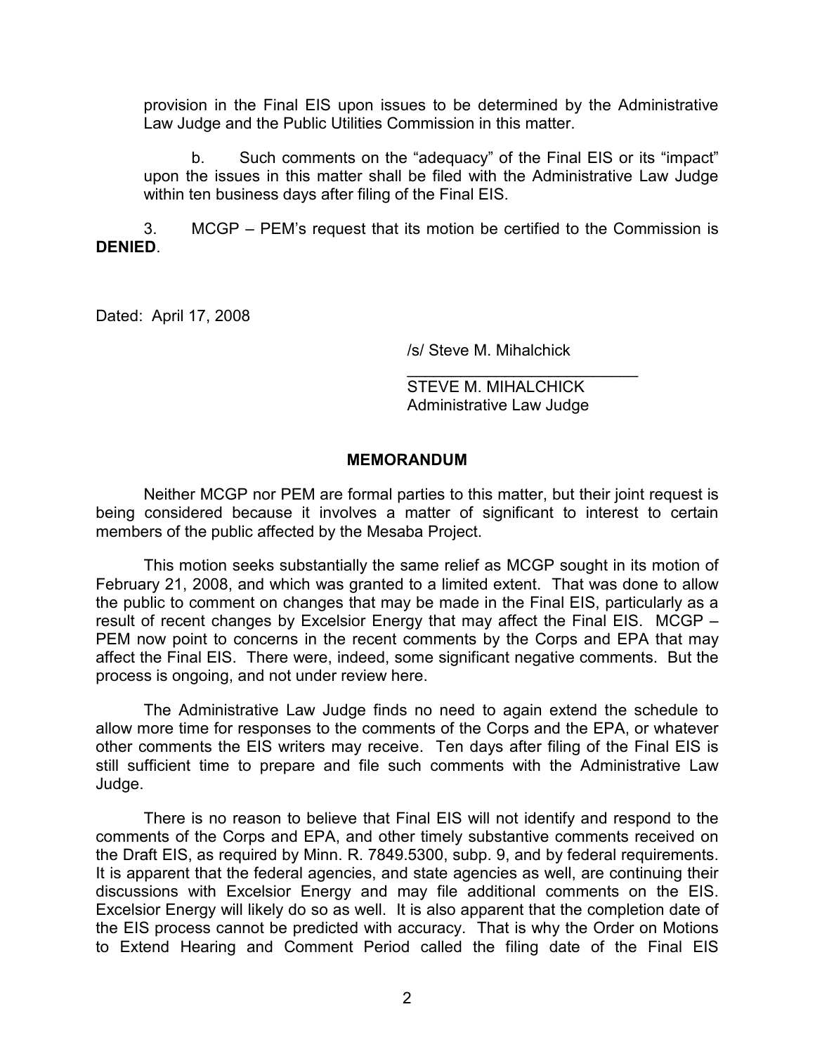provision in the Final EIS upon issues to be determined by the Administrative Law Judge and the Public Utilities Commission in this matter.

b. Such comments on the "adequacy" of the Final EIS or its "impact" upon the issues in this matter shall be filed with the Administrative Law Judge within ten business days after filing of the Final EIS.

3. MCGP – PEM's request that its motion be certified to the Commission is **DENIED**.

Dated: April 17, 2008

/s/ Steve M. Mihalchick

STEVE M. MIHALCHICK
Administrative Law Judge

## MEMORANDUM

Neither MCGP nor PEM are formal parties to this matter, but their joint request is being considered because it involves a matter of significant to interest to certain members of the public affected by the Mesaba Project.

This motion seeks substantially the same relief as MCGP sought in its motion of February 21, 2008, and which was granted to a limited extent. That was done to allow the public to comment on changes that may be made in the Final EIS, particularly as a result of recent changes by Excelsior Energy that may affect the Final EIS. MCGP – PEM now point to concerns in the recent comments by the Corps and EPA that may affect the Final EIS. There were, indeed, some significant negative comments. But the process is ongoing, and not under review here.

The Administrative Law Judge finds no need to again extend the schedule to allow more time for responses to the comments of the Corps and the EPA, or whatever other comments the EIS writers may receive. Ten days after filing of the Final EIS is still sufficient time to prepare and file such comments with the Administrative Law Judge.

There is no reason to believe that Final EIS will not identify and respond to the comments of the Corps and EPA, and other timely substantive comments received on the Draft EIS, as required by Minn. R. 7849.5300, subp. 9, and by federal requirements. It is apparent that the federal agencies, and state agencies as well, are continuing their discussions with Excelsior Energy and may file additional comments on the EIS. Excelsior Energy will likely do so as well. It is also apparent that the completion date of the EIS process cannot be predicted with accuracy. That is why the Order on Motions to Extend Hearing and Comment Period called the filing date of the Final EIS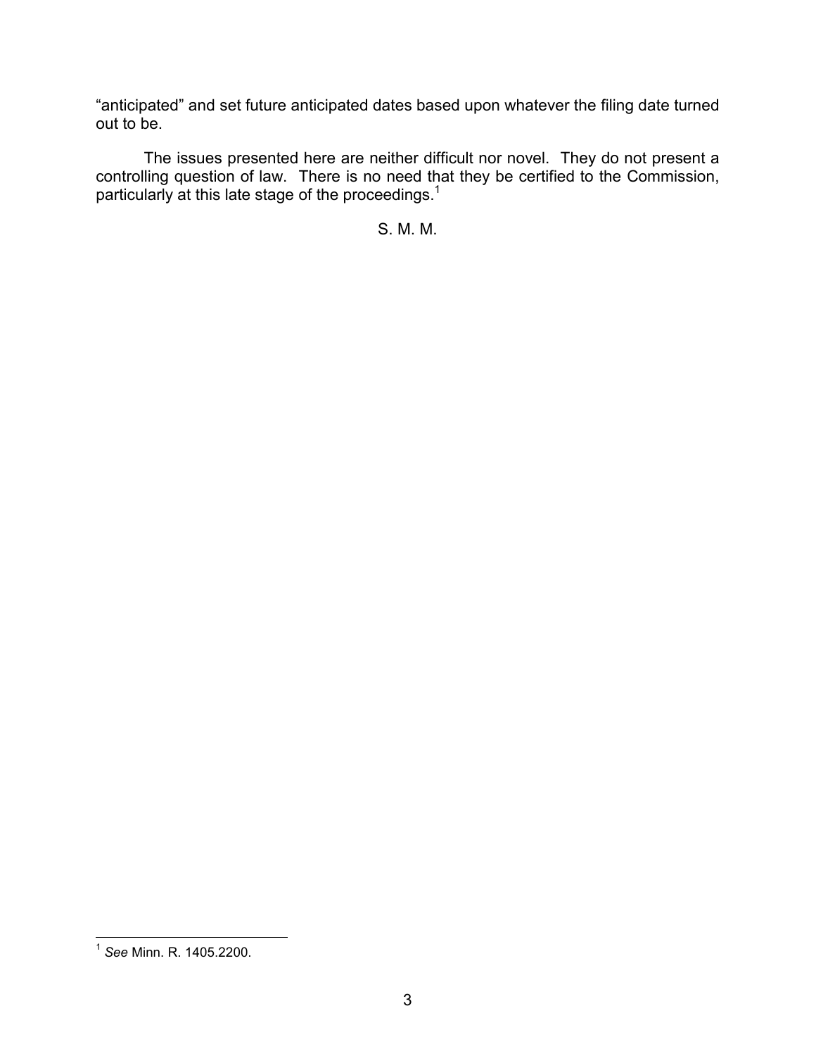"anticipated" and set future anticipated dates based upon whatever the filing date turned out to be.

The issues presented here are neither difficult nor novel. They do not present a controlling question of law. There is no need that they be certified to the Commission, particularly at this late stage of the proceedings.[1]

S. M. M.

---

[1] *See* Minn. R. 1405.2200.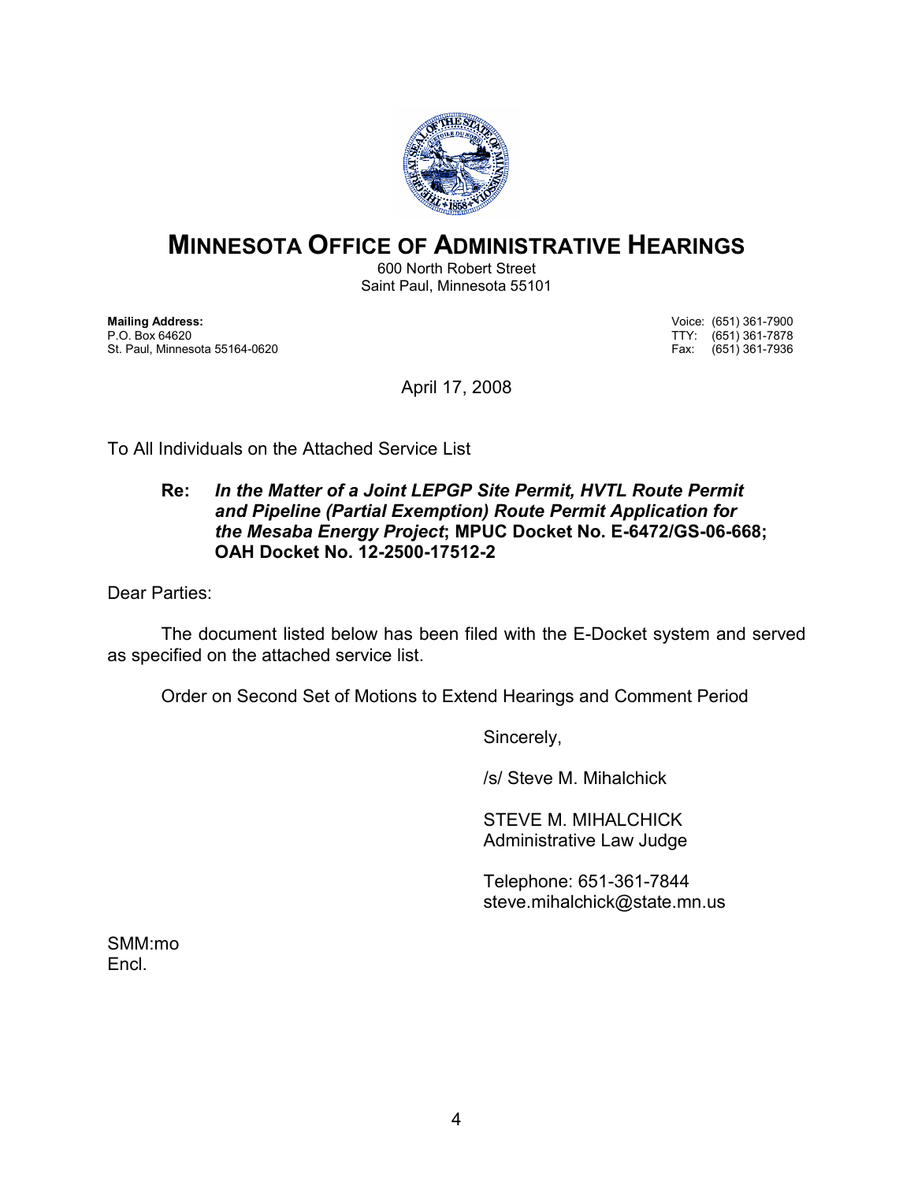# MINNESOTA OFFICE OF ADMINISTRATIVE HEARINGS

600 North Robert Street
Saint Paul, Minnesota 55101

**Mailing Address:**
P.O. Box 64620
St. Paul, Minnesota 55164-0620

Voice: (651) 361-7900
TTY: (651) 361-7878
Fax: (651) 361-7936

April 17, 2008

To All Individuals on the Attached Service List

**Re: *In the Matter of a Joint LEPGP Site Permit, HVTL Route Permit and Pipeline (Partial Exemption) Route Permit Application for the Mesaba Energy Project*; MPUC Docket No. E-6472/GS-06-668; OAH Docket No. 12-2500-17512-2**

Dear Parties:

The document listed below has been filed with the E-Docket system and served as specified on the attached service list.

Order on Second Set of Motions to Extend Hearings and Comment Period

Sincerely,

/s/ Steve M. Mihalchick

STEVE M. MIHALCHICK
Administrative Law Judge

Telephone: 651-361-7844
steve.mihalchick@state.mn.us

SMM:mo
Encl.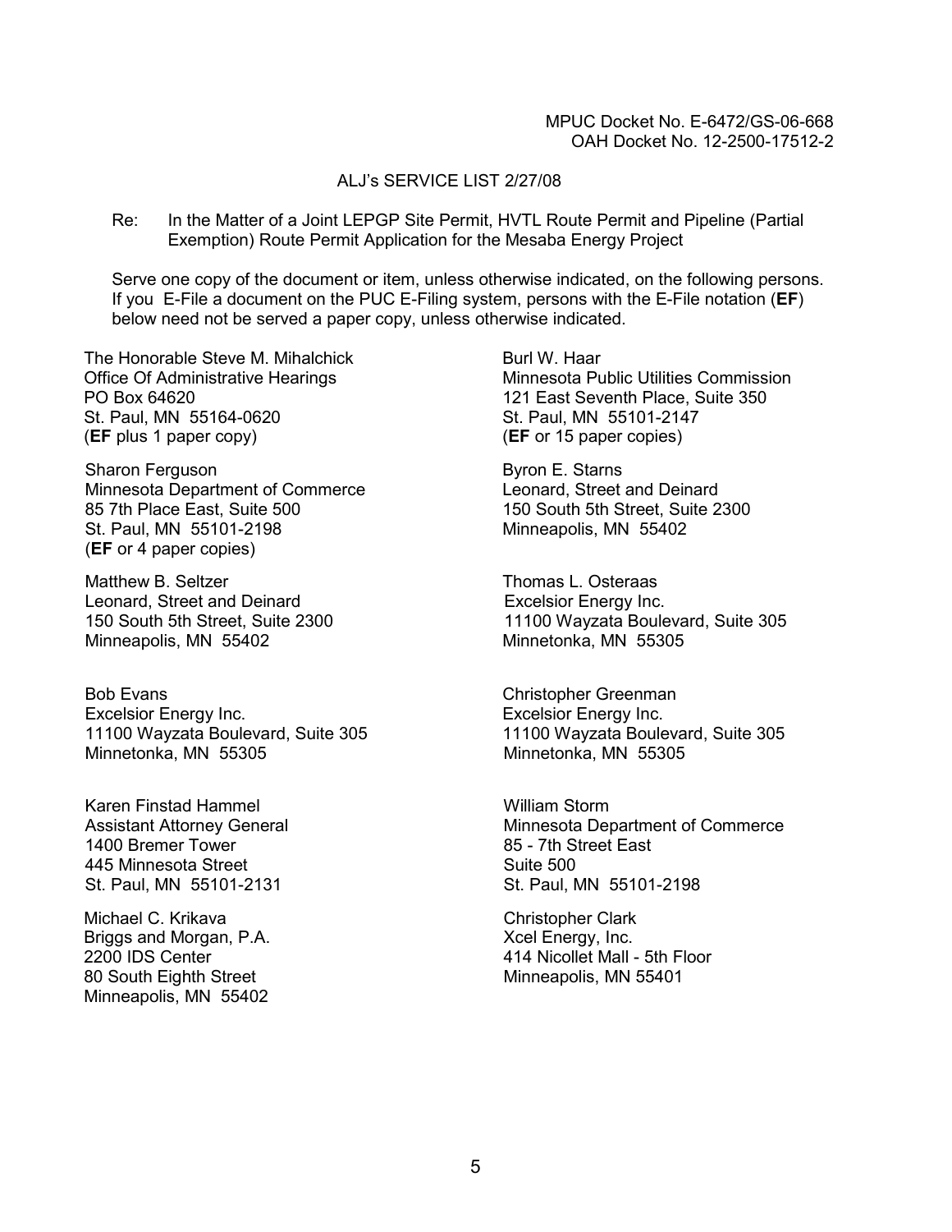MPUC Docket No. E-6472/GS-06-668
OAH Docket No. 12-2500-17512-2

ALJ's SERVICE LIST 2/27/08

Re: In the Matter of a Joint LEPGP Site Permit, HVTL Route Permit and Pipeline (Partial Exemption) Route Permit Application for the Mesaba Energy Project

Serve one copy of the document or item, unless otherwise indicated, on the following persons. If you E-File a document on the PUC E-Filing system, persons with the E-File notation (**EF**) below need not be served a paper copy, unless otherwise indicated.

The Honorable Steve M. Mihalchick
Office Of Administrative Hearings
PO Box 64620
St. Paul, MN 55164-0620
(**EF** plus 1 paper copy)

Burl W. Haar
Minnesota Public Utilities Commission
121 East Seventh Place, Suite 350
St. Paul, MN 55101-2147
(**EF** or 15 paper copies)

Sharon Ferguson
Minnesota Department of Commerce
85 7th Place East, Suite 500
St. Paul, MN 55101-2198
(**EF** or 4 paper copies)

Byron E. Starns
Leonard, Street and Deinard
150 South 5th Street, Suite 2300
Minneapolis, MN 55402

Matthew B. Seltzer
Leonard, Street and Deinard
150 South 5th Street, Suite 2300
Minneapolis, MN 55402

Thomas L. Osteraas
Excelsior Energy Inc.
11100 Wayzata Boulevard, Suite 305
Minnetonka, MN 55305

Bob Evans
Excelsior Energy Inc.
11100 Wayzata Boulevard, Suite 305
Minnetonka, MN 55305

Christopher Greenman
Excelsior Energy Inc.
11100 Wayzata Boulevard, Suite 305
Minnetonka, MN 55305

Karen Finstad Hammel
Assistant Attorney General
1400 Bremer Tower
445 Minnesota Street
St. Paul, MN 55101-2131

William Storm
Minnesota Department of Commerce
85 - 7th Street East
Suite 500
St. Paul, MN 55101-2198

Michael C. Krikava
Briggs and Morgan, P.A.
2200 IDS Center
80 South Eighth Street
Minneapolis, MN 55402

Christopher Clark
Xcel Energy, Inc.
414 Nicollet Mall - 5th Floor
Minneapolis, MN 55401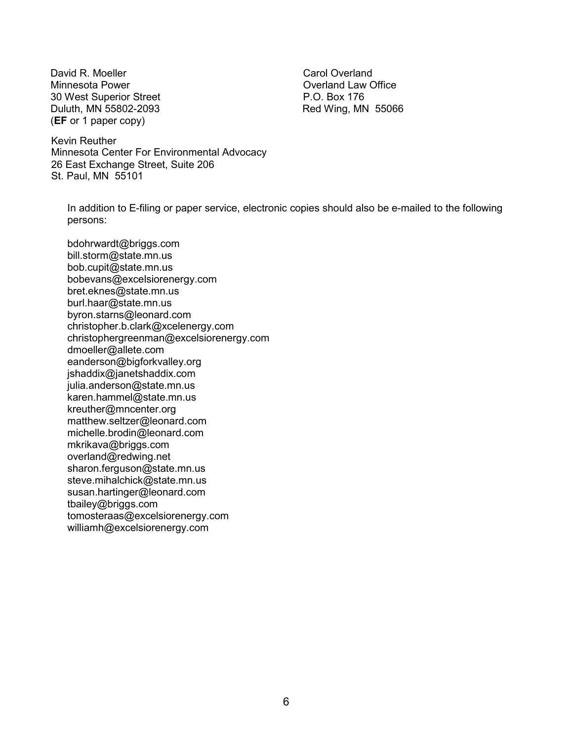David R. Moeller
Minnesota Power
30 West Superior Street
Duluth, MN 55802-2093
(**EF** or 1 paper copy)

Carol Overland
Overland Law Office
P.O. Box 176
Red Wing, MN 55066

Kevin Reuther
Minnesota Center For Environmental Advocacy
26 East Exchange Street, Suite 206
St. Paul, MN 55101

In addition to E-filing or paper service, electronic copies should also be e-mailed to the following persons:

bdohrwardt@briggs.com
bill.storm@state.mn.us
bob.cupit@state.mn.us
bobevans@excelsiorenergy.com
bret.eknes@state.mn.us
burl.haar@state.mn.us
byron.starns@leonard.com
christopher.b.clark@xcelenergy.com
christophergreenman@excelsiorenergy.com
dmoeller@allete.com
eanderson@bigforkvalley.org
jshaddix@janetshaddix.com
julia.anderson@state.mn.us
karen.hammel@state.mn.us
kreuther@mncenter.org
matthew.seltzer@leonard.com
michelle.brodin@leonard.com
mkrikava@briggs.com
overland@redwing.net
sharon.ferguson@state.mn.us
steve.mihalchick@state.mn.us
susan.hartinger@leonard.com
tbailey@briggs.com
tomosteraas@excelsiorenergy.com
williamh@excelsiorenergy.com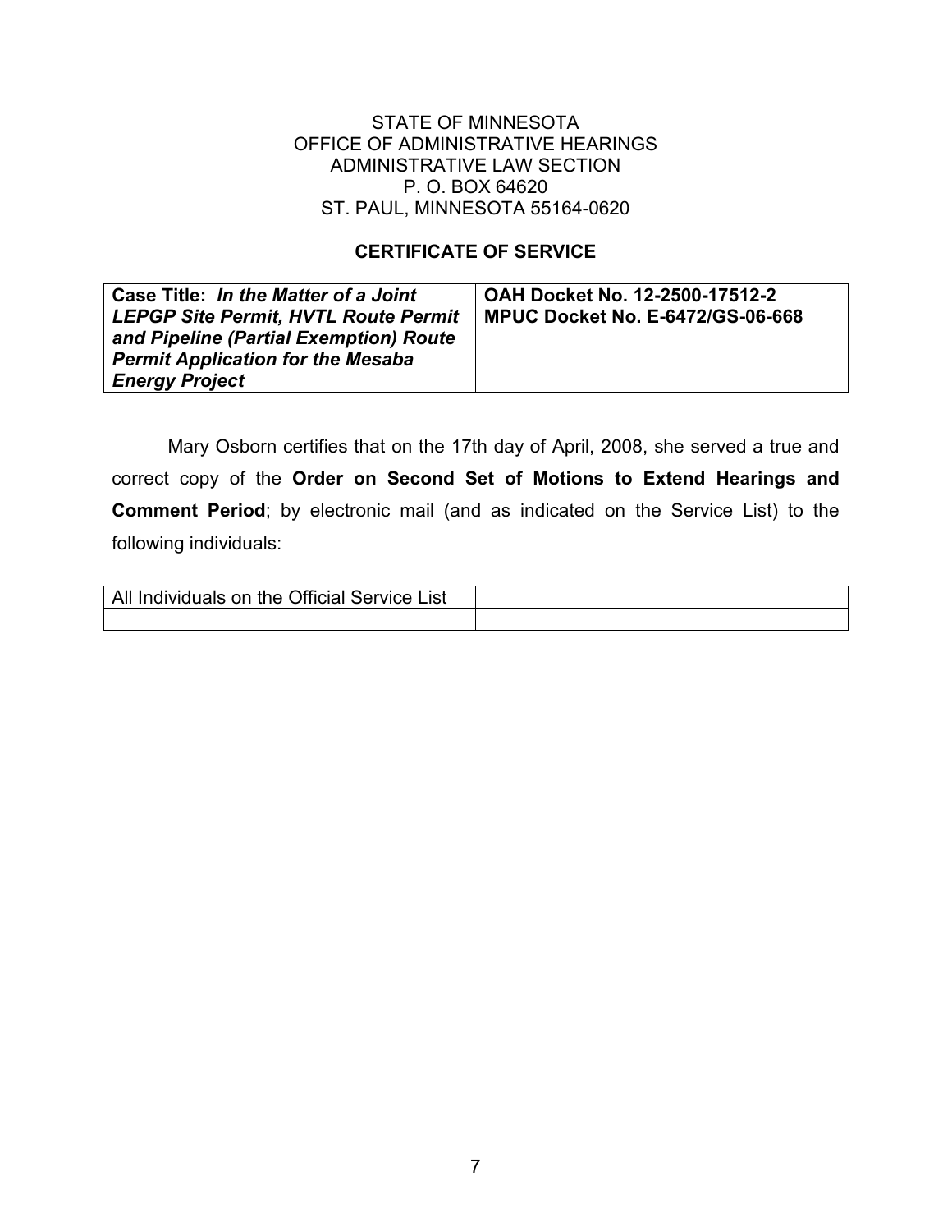STATE OF MINNESOTA
OFFICE OF ADMINISTRATIVE HEARINGS
ADMINISTRATIVE LAW SECTION
P. O. BOX 64620
ST. PAUL, MINNESOTA 55164-0620

**CERTIFICATE OF SERVICE**

| | |
|---|---|
| **Case Title:** ***In the Matter of a Joint LEPGP Site Permit, HVTL Route Permit and Pipeline (Partial Exemption) Route Permit Application for the Mesaba Energy Project*** | **OAH Docket No. 12-2500-17512-2**<br>**MPUC Docket No. E-6472/GS-06-668** |

Mary Osborn certifies that on the 17th day of April, 2008, she served a true and correct copy of the **Order on Second Set of Motions to Extend Hearings and Comment Period**; by electronic mail (and as indicated on the Service List) to the following individuals:

| | |
|---|---|
| All Individuals on the Official Service List | |
| | |